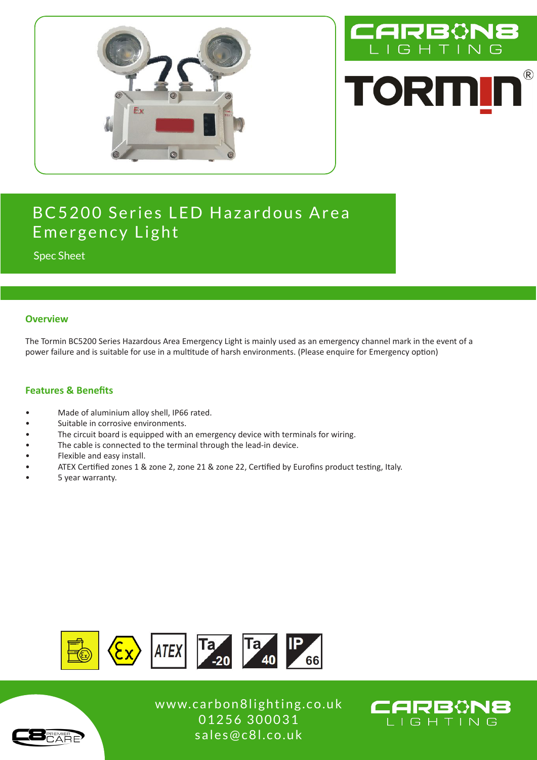# BC5200 Series LED Hazardous Area Emergency Light

Spec Sheet

## Overview

The Tormin BC5200 Series Hazardous Area Emergency Light is mainly used as an emergency channel mark in the event of a power failure and is suitable for use in a multitude of harsh environments. (Please enquire for Emergency option)

## Features & Benefits

- Made of aluminium alloy shell, IP66 rated.
- Suitable in corrosive environments.
- The circuit board is equipped with an emergency device with terminals for wiring.
- The cable is connected to the terminal through the lead-in device.
- Flexible and easy install.
- ATEX Certified zones 1 & zone 2, zone 21 & zone 22, Certified by Eurofins product testing, Italy.
- 5 year warranty.

www.carbon8lighting.co.uk
01256 300031
sales@c8l.co.uk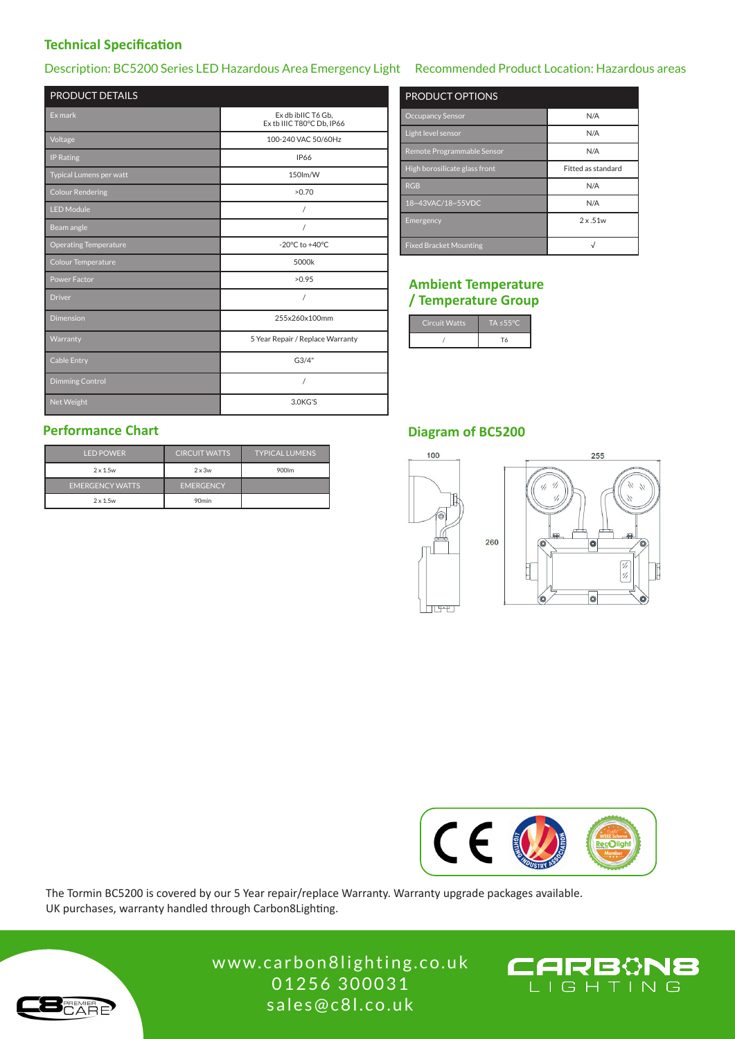## Technical Specification

Description: BC5200 Series LED Hazardous Area Emergency Light    Recommended Product Location: Hazardous areas

| PRODUCT DETAILS | |
|---|---|
| Ex mark | Ex db ibIIC T6 Gb, Ex tb IIIC T80°C Db, IP66 |
| Voltage | 100-240 VAC 50/60Hz |
| IP Rating | IP66 |
| Typical Lumens per watt | 150lm/W |
| Colour Rendering | >0.70 |
| LED Module | / |
| Beam angle | / |
| Operating Temperature | -20°C to +40°C |
| Colour Temperature | 5000k |
| Power Factor | >0.95 |
| Driver | / |
| Dimension | 255x260x100mm |
| Warranty | 5 Year Repair / Replace Warranty |
| Cable Entry | G3/4" |
| Dimming Control | / |
| Net Weight | 3.0KG'S |

| PRODUCT OPTIONS | |
|---|---|
| Occupancy Sensor | N/A |
| Light level sensor | N/A |
| Remote Programmable Sensor | N/A |
| High borosilicate glass front | Fitted as standard |
| RGB | N/A |
| 18~43VAC/18~55VDC | N/A |
| Emergency | 2 x .51w |
| Fixed Bracket Mounting | √ |

### Ambient Temperature / Temperature Group

| Circuit Watts | TA ≤55°C |
|---|---|
| / | T6 |

### Performance Chart

| LED POWER | CIRCUIT WATTS | TYPICAL LUMENS |
|---|---|---|
| 2 x 1.5w | 2 x 3w | 900lm |
| EMERGENCY WATTS | EMERGENCY | |
| 2 x 1.5w | 90min | |

### Diagram of BC5200

100

255

260

The Tormin BC5200 is covered by our 5 Year repair/replace Warranty. Warranty upgrade packages available.
UK purchases, warranty handled through Carbon8Lighting.

www.carbon8lighting.co.uk
01256 300031
sales@c8l.co.uk